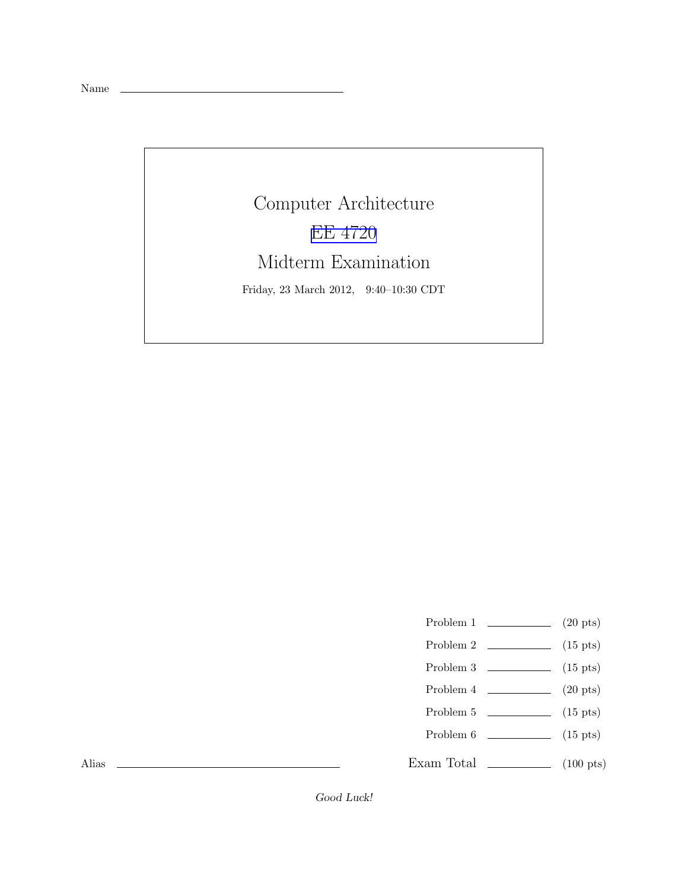Name \_\_\_\_\_\_\_\_\_\_\_\_\_\_\_\_\_\_\_\_\_\_\_\_\_\_\_\_\_\_

# Computer Architecture

## EE 4720

## Midterm Examination

Friday, 23 March 2012, 9:40–10:30 CDT

| | | |
|---|---|---|
| Problem 1 | \_\_\_\_\_\_\_\_ | (20 pts) |
| Problem 2 | \_\_\_\_\_\_\_\_ | (15 pts) |
| Problem 3 | \_\_\_\_\_\_\_\_ | (15 pts) |
| Problem 4 | \_\_\_\_\_\_\_\_ | (20 pts) |
| Problem 5 | \_\_\_\_\_\_\_\_ | (15 pts) |
| Problem 6 | \_\_\_\_\_\_\_\_ | (15 pts) |
| Exam Total | \_\_\_\_\_\_\_\_ | (100 pts) |

Alias \_\_\_\_\_\_\_\_\_\_\_\_\_\_\_\_\_\_\_\_\_\_\_\_\_\_\_\_\_\_

*Good Luck!*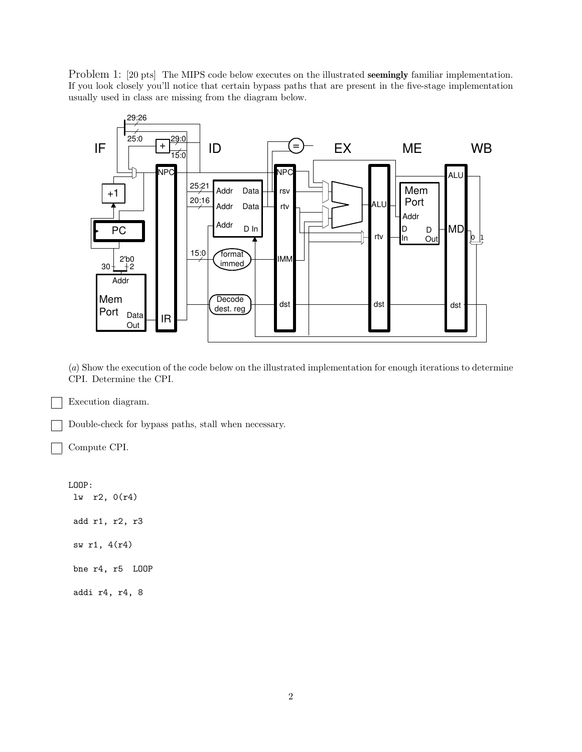Problem 1: [20 pts] The MIPS code below executes on the illustrated **seemingly** familiar implementation. If you look closely you'll notice that certain bypass paths that are present in the five-stage implementation usually used in class are missing from the diagram below.

(*a*) Show the execution of the code below on the illustrated implementation for enough iterations to determine CPI. Determine the CPI.

- [ ] Execution diagram.
- [ ] Double-check for bypass paths, stall when necessary.
- [ ] Compute CPI.

```
LOOP:
 lw  r2, 0(r4)

 add r1, r2, r3

 sw r1, 4(r4)

 bne r4, r5  LOOP

 addi r4, r4, 8
```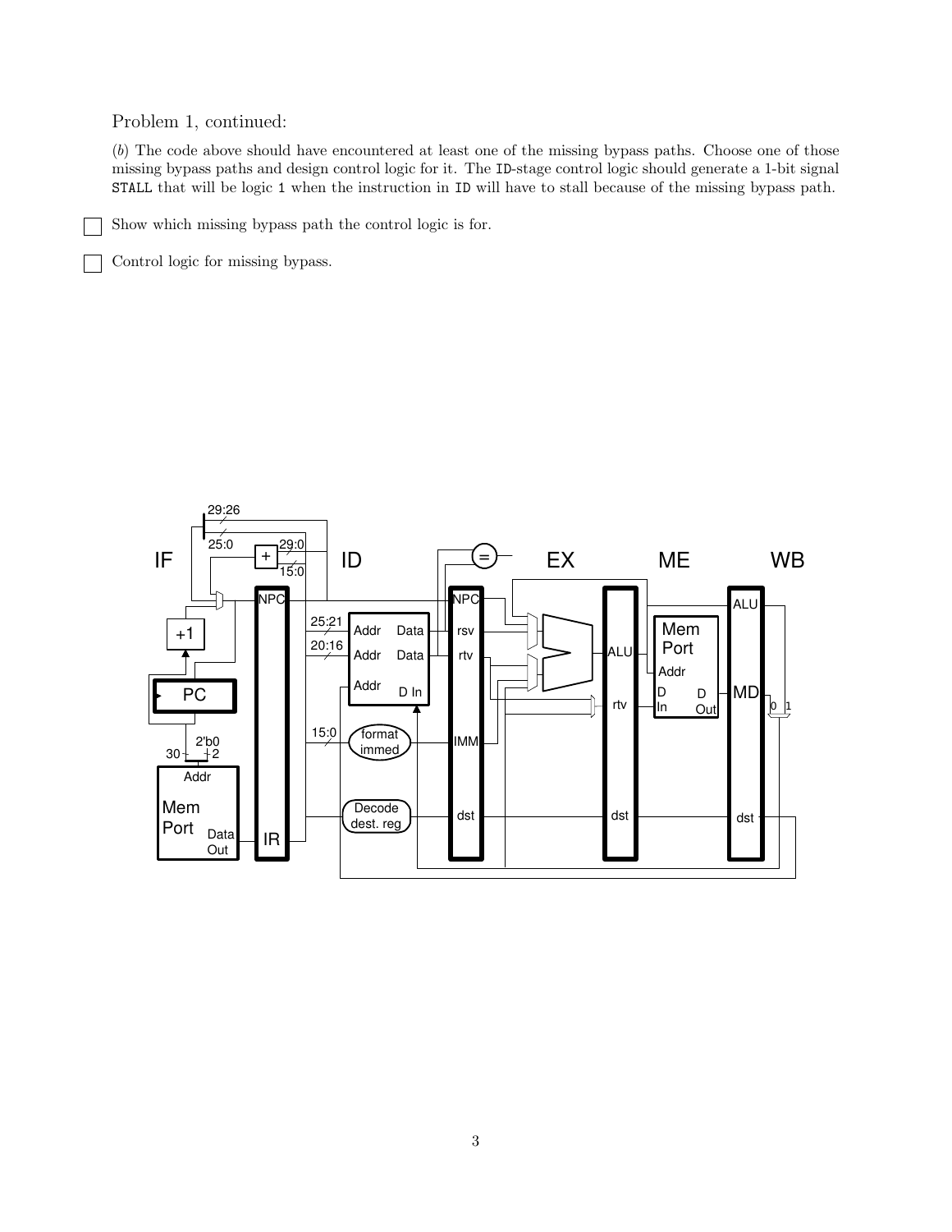Problem 1, continued:

(*b*) The code above should have encountered at least one of the missing bypass paths. Choose one of those missing bypass paths and design control logic for it. The ID-stage control logic should generate a 1-bit signal STALL that will be logic 1 when the instruction in ID will have to stall because of the missing bypass path.

☐ Show which missing bypass path the control logic is for.

☐ Control logic for missing bypass.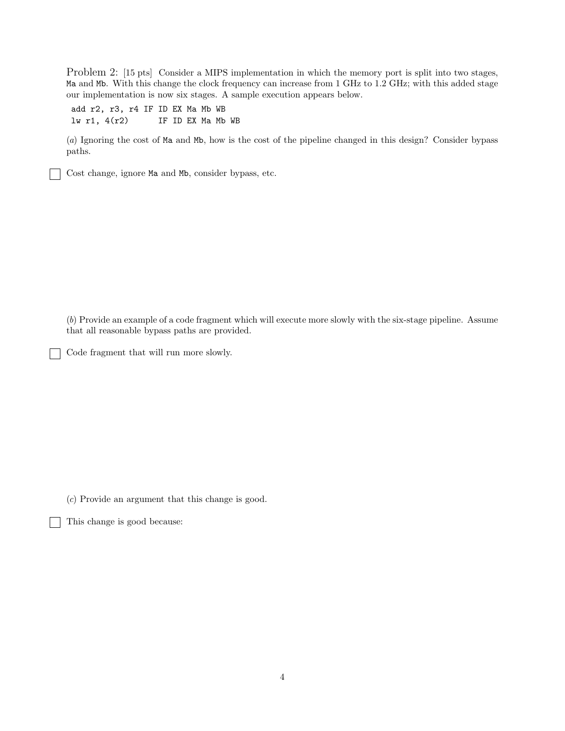Problem 2: [15 pts] Consider a MIPS implementation in which the memory port is split into two stages, Ma and Mb. With this change the clock frequency can increase from 1 GHz to 1.2 GHz; with this added stage our implementation is now six stages. A sample execution appears below.

```
add r2, r3, r4 IF ID EX Ma Mb WB
lw r1, 4(r2)      IF ID EX Ma Mb WB
```

(*a*) Ignoring the cost of Ma and Mb, how is the cost of the pipeline changed in this design? Consider bypass paths.

☐ Cost change, ignore Ma and Mb, consider bypass, etc.

(*b*) Provide an example of a code fragment which will execute more slowly with the six-stage pipeline. Assume that all reasonable bypass paths are provided.

☐ Code fragment that will run more slowly.

(*c*) Provide an argument that this change is good.

☐ This change is good because: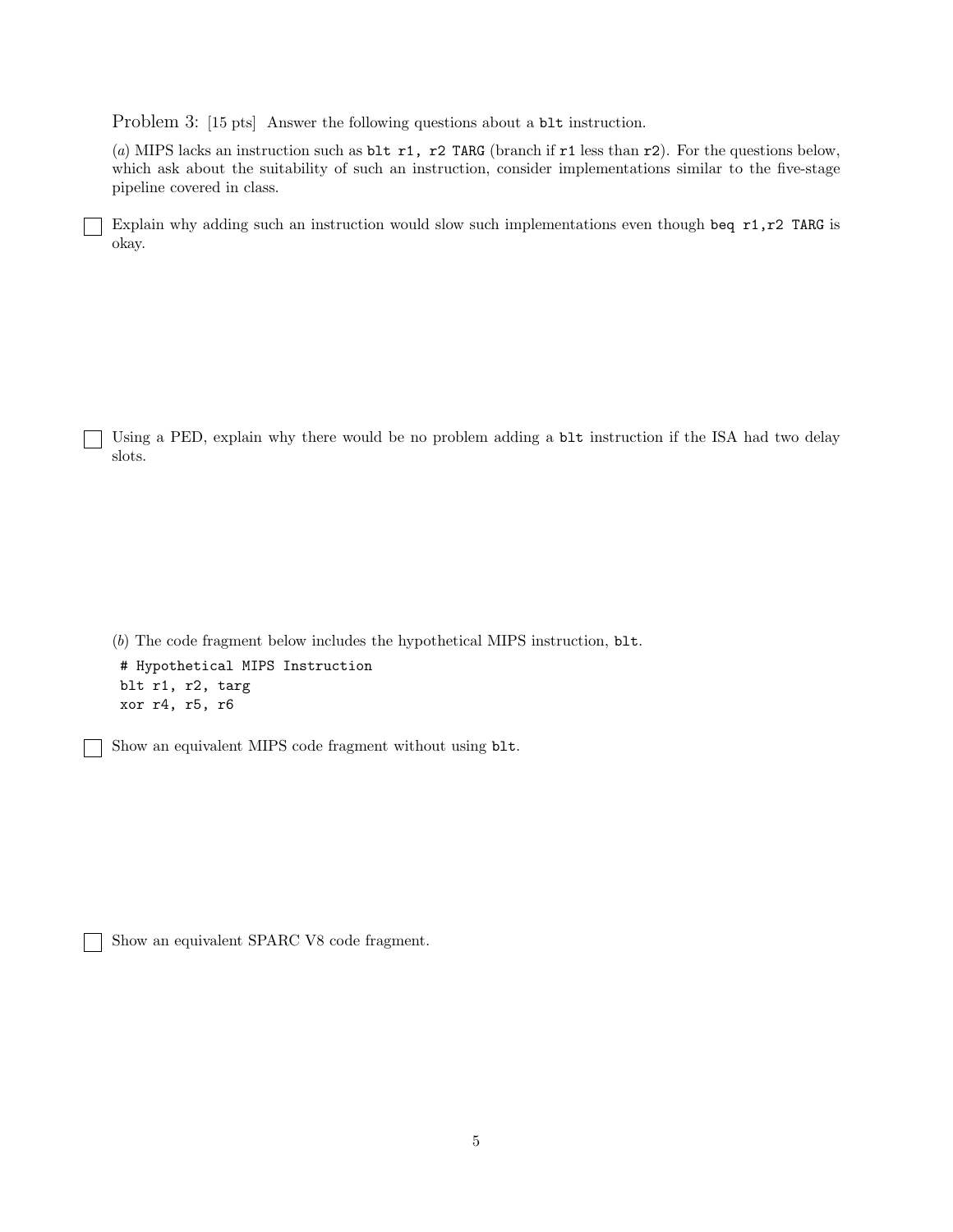Problem 3: [15 pts] Answer the following questions about a `blt` instruction.

(*a*) MIPS lacks an instruction such as `blt r1, r2 TARG` (branch if `r1` less than `r2`). For the questions below, which ask about the suitability of such an instruction, consider implementations similar to the five-stage pipeline covered in class.

☐ Explain why adding such an instruction would slow such implementations even though `beq r1,r2 TARG` is okay.

☐ Using a PED, explain why there would be no problem adding a `blt` instruction if the ISA had two delay slots.

(*b*) The code fragment below includes the hypothetical MIPS instruction, `blt`.

```
# Hypothetical MIPS Instruction
blt r1, r2, targ
xor r4, r5, r6
```

☐ Show an equivalent MIPS code fragment without using `blt`.

☐ Show an equivalent SPARC V8 code fragment.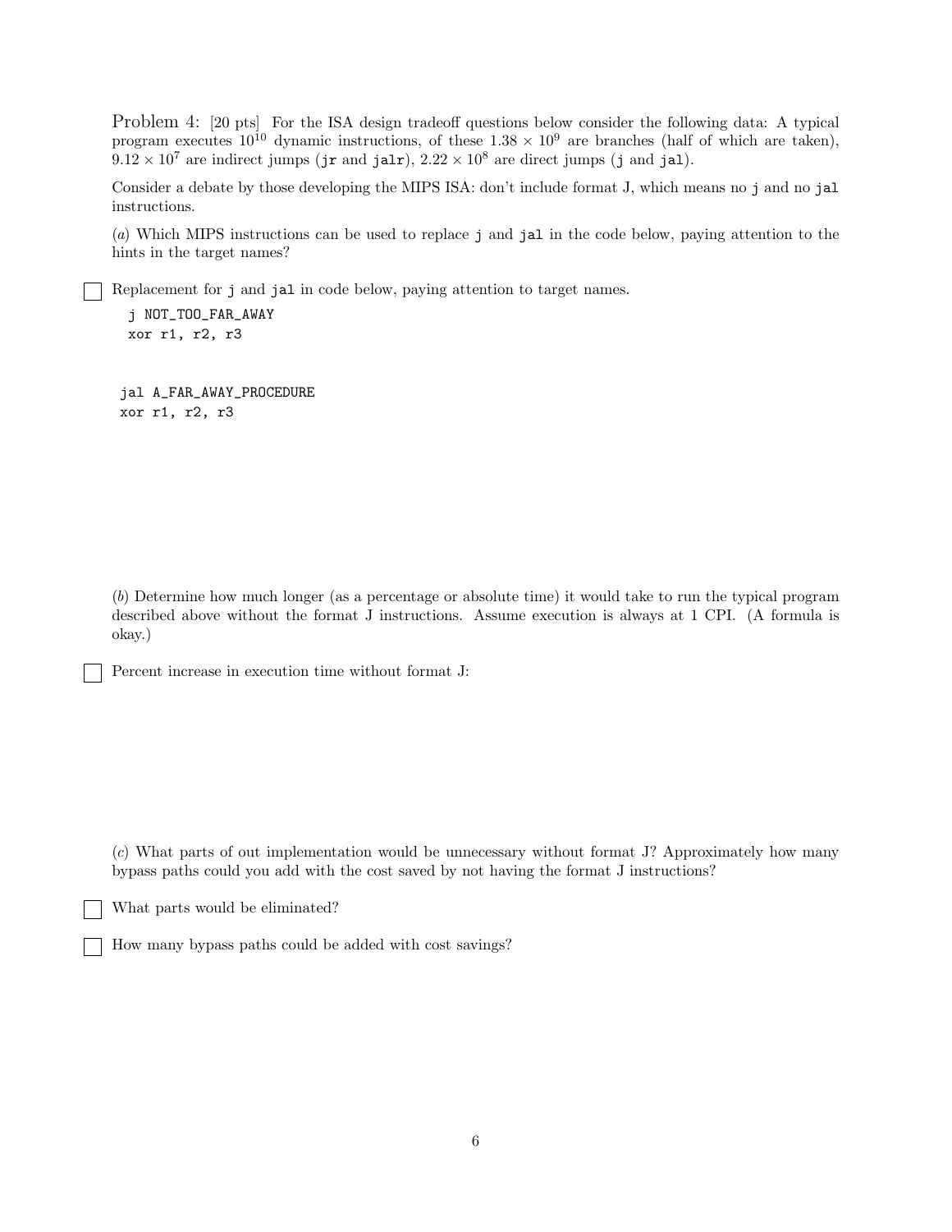Problem 4: [20 pts] For the ISA design tradeoff questions below consider the following data: A typical program executes $10^{10}$ dynamic instructions, of these $1.38 \times 10^9$ are branches (half of which are taken), $9.12 \times 10^7$ are indirect jumps (`jr` and `jalr`), $2.22 \times 10^8$ are direct jumps (`j` and `jal`).

Consider a debate by those developing the MIPS ISA: don't include format J, which means no `j` and no `jal` instructions.

(*a*) Which MIPS instructions can be used to replace `j` and `jal` in the code below, paying attention to the hints in the target names?

☐ Replacement for `j` and `jal` in code below, paying attention to target names.

```
j NOT_TOO_FAR_AWAY
xor r1, r2, r3
```

```
jal A_FAR_AWAY_PROCEDURE
xor r1, r2, r3
```

(*b*) Determine how much longer (as a percentage or absolute time) it would take to run the typical program described above without the format J instructions. Assume execution is always at 1 CPI. (A formula is okay.)

☐ Percent increase in execution time without format J:

(*c*) What parts of out implementation would be unnecessary without format J? Approximately how many bypass paths could you add with the cost saved by not having the format J instructions?

☐ What parts would be eliminated?

☐ How many bypass paths could be added with cost savings?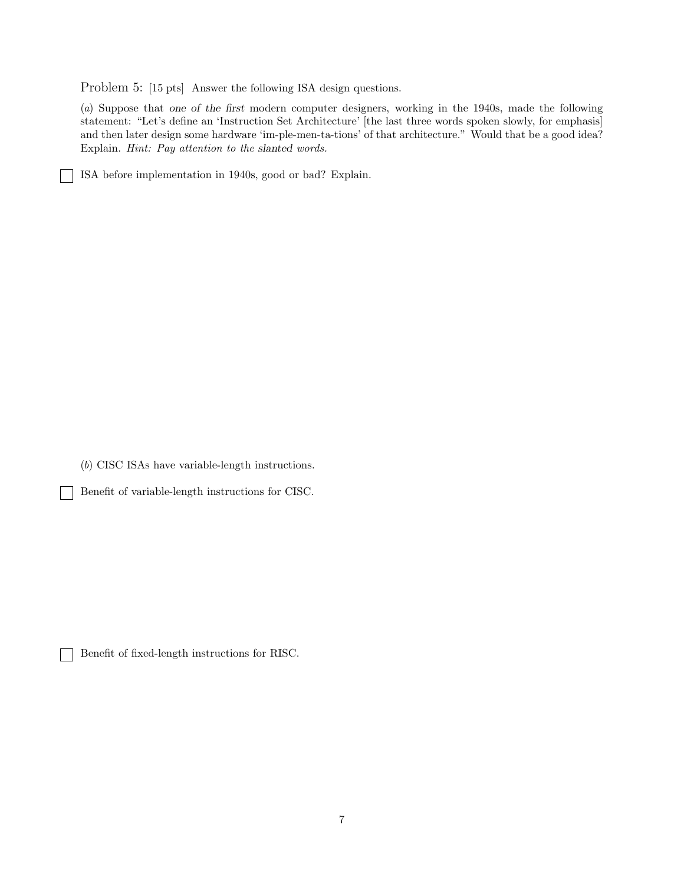Problem 5: [15 pts] Answer the following ISA design questions.

(*a*) Suppose that *one of the first* modern computer designers, working in the 1940s, made the following statement: "Let's define an 'Instruction Set Architecture' [the last three words spoken slowly, for emphasis] and then later design some hardware 'im-ple-men-ta-tions' of that architecture." Would that be a good idea? Explain. *Hint: Pay attention to the slanted words.*

☐ ISA before implementation in 1940s, good or bad? Explain.

(*b*) CISC ISAs have variable-length instructions.

☐ Benefit of variable-length instructions for CISC.

☐ Benefit of fixed-length instructions for RISC.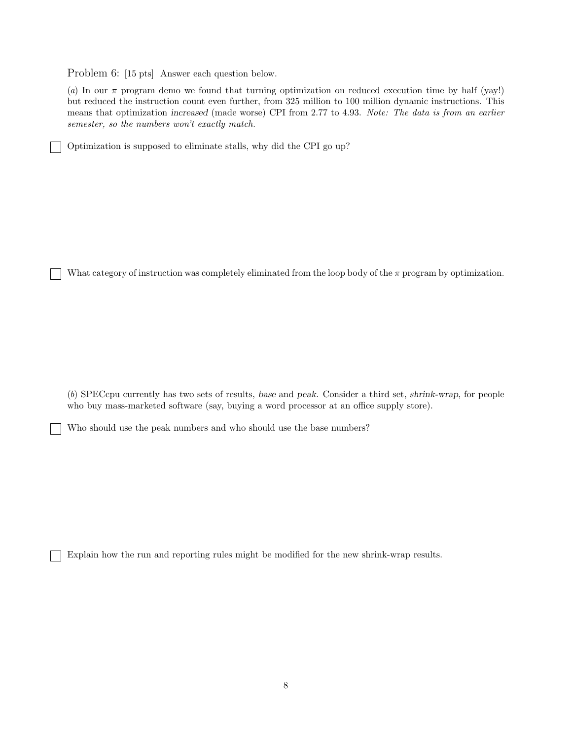Problem 6: [15 pts] Answer each question below.

(*a*) In our $\pi$ program demo we found that turning optimization on reduced execution time by half (yay!) but reduced the instruction count even further, from 325 million to 100 million dynamic instructions. This means that optimization *increased* (made worse) CPI from 2.77 to 4.93. *Note: The data is from an earlier semester, so the numbers won't exactly match.*

☐ Optimization is supposed to eliminate stalls, why did the CPI go up?

☐ What category of instruction was completely eliminated from the loop body of the $\pi$ program by optimization.

(*b*) SPECcpu currently has two sets of results, *base* and *peak*. Consider a third set, *shrink-wrap*, for people who buy mass-marketed software (say, buying a word processor at an office supply store).

☐ Who should use the peak numbers and who should use the base numbers?

☐ Explain how the run and reporting rules might be modified for the new shrink-wrap results.